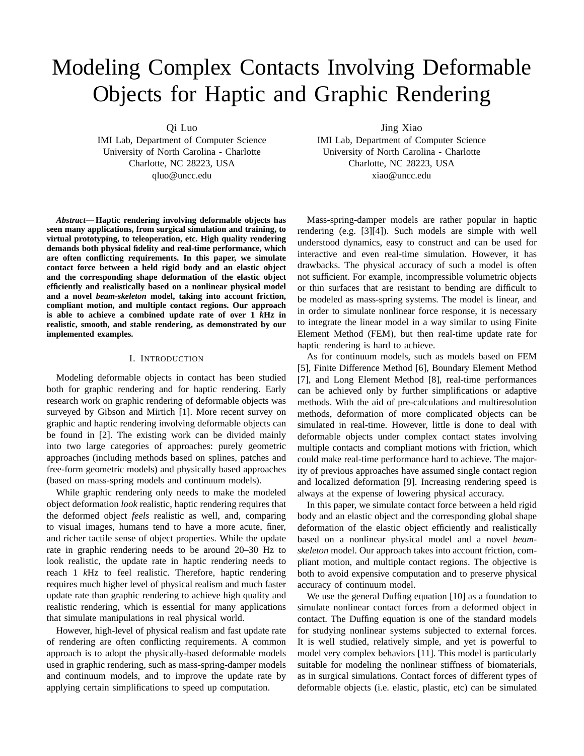# Modeling Complex Contacts Involving Deformable Objects for Haptic and Graphic Rendering

Qi Luo
IMI Lab, Department of Computer Science
University of North Carolina - Charlotte
Charlotte, NC 28223, USA
qluo@uncc.edu

Jing Xiao
IMI Lab, Department of Computer Science
University of North Carolina - Charlotte
Charlotte, NC 28223, USA
xiao@uncc.edu

***Abstract*— Haptic rendering involving deformable objects has seen many applications, from surgical simulation and training, to virtual prototyping, to teleoperation, etc. High quality rendering demands both physical fidelity and real-time performance, which are often conflicting requirements. In this paper, we simulate contact force between a held rigid body and an elastic object and the corresponding shape deformation of the elastic object efficiently and realistically based on a nonlinear physical model and a novel *beam-skeleton* model, taking into account friction, compliant motion, and multiple contact regions. Our approach is able to achieve a combined update rate of over 1 *k*Hz in realistic, smooth, and stable rendering, as demonstrated by our implemented examples.**

## I. Introduction

Modeling deformable objects in contact has been studied both for graphic rendering and for haptic rendering. Early research work on graphic rendering of deformable objects was surveyed by Gibson and Mirtich [1]. More recent survey on graphic and haptic rendering involving deformable objects can be found in [2]. The existing work can be divided mainly into two large categories of approaches: purely geometric approaches (including methods based on splines, patches and free-form geometric models) and physically based approaches (based on mass-spring models and continuum models).

While graphic rendering only needs to make the modeled object deformation *look* realistic, haptic rendering requires that the deformed object *feels* realistic as well, and, comparing to visual images, humans tend to have a more acute, finer, and richer tactile sense of object properties. While the update rate in graphic rendering needs to be around 20–30 Hz to look realistic, the update rate in haptic rendering needs to reach 1 *k*Hz to feel realistic. Therefore, haptic rendering requires much higher level of physical realism and much faster update rate than graphic rendering to achieve high quality and realistic rendering, which is essential for many applications that simulate manipulations in real physical world.

However, high-level of physical realism and fast update rate of rendering are often conflicting requirements. A common approach is to adopt the physically-based deformable models used in graphic rendering, such as mass-spring-damper models and continuum models, and to improve the update rate by applying certain simplifications to speed up computation.

Mass-spring-damper models are rather popular in haptic rendering (e.g. [3][4]). Such models are simple with well understood dynamics, easy to construct and can be used for interactive and even real-time simulation. However, it has drawbacks. The physical accuracy of such a model is often not sufficient. For example, incompressible volumetric objects or thin surfaces that are resistant to bending are difficult to be modeled as mass-spring systems. The model is linear, and in order to simulate nonlinear force response, it is necessary to integrate the linear model in a way similar to using Finite Element Method (FEM), but then real-time update rate for haptic rendering is hard to achieve.

As for continuum models, such as models based on FEM [5], Finite Difference Method [6], Boundary Element Method [7], and Long Element Method [8], real-time performances can be achieved only by further simplifications or adaptive methods. With the aid of pre-calculations and multiresolution methods, deformation of more complicated objects can be simulated in real-time. However, little is done to deal with deformable objects under complex contact states involving multiple contacts and compliant motions with friction, which could make real-time performance hard to achieve. The majority of previous approaches have assumed single contact region and localized deformation [9]. Increasing rendering speed is always at the expense of lowering physical accuracy.

In this paper, we simulate contact force between a held rigid body and an elastic object and the corresponding global shape deformation of the elastic object efficiently and realistically based on a nonlinear physical model and a novel *beam-skeleton* model. Our approach takes into account friction, compliant motion, and multiple contact regions. The objective is both to avoid expensive computation and to preserve physical accuracy of continuum model.

We use the general Duffing equation [10] as a foundation to simulate nonlinear contact forces from a deformed object in contact. The Duffing equation is one of the standard models for studying nonlinear systems subjected to external forces. It is well studied, relatively simple, and yet is powerful to model very complex behaviors [11]. This model is particularly suitable for modeling the nonlinear stiffness of biomaterials, as in surgical simulations. Contact forces of different types of deformable objects (i.e. elastic, plastic, etc) can be simulated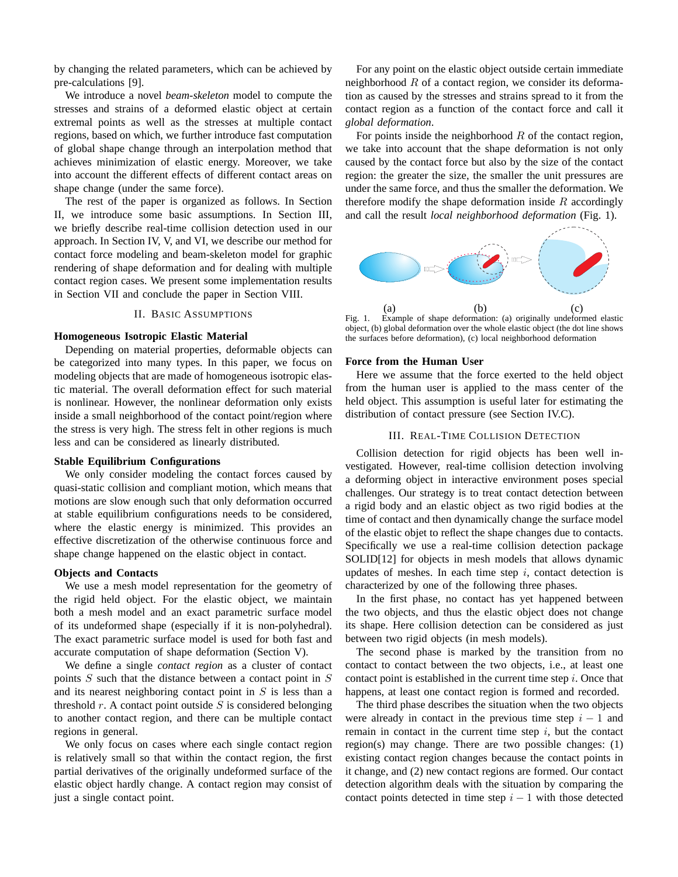by changing the related parameters, which can be achieved by pre-calculations [9].

We introduce a novel *beam-skeleton* model to compute the stresses and strains of a deformed elastic object at certain extremal points as well as the stresses at multiple contact regions, based on which, we further introduce fast computation of global shape change through an interpolation method that achieves minimization of elastic energy. Moreover, we take into account the different effects of different contact areas on shape change (under the same force).

The rest of the paper is organized as follows. In Section II, we introduce some basic assumptions. In Section III, we briefly describe real-time collision detection used in our approach. In Section IV, V, and VI, we describe our method for contact force modeling and beam-skeleton model for graphic rendering of shape deformation and for dealing with multiple contact region cases. We present some implementation results in Section VII and conclude the paper in Section VIII.

## II. Basic Assumptions

### Homogeneous Isotropic Elastic Material

Depending on material properties, deformable objects can be categorized into many types. In this paper, we focus on modeling objects that are made of homogeneous isotropic elastic material. The overall deformation effect for such material is nonlinear. However, the nonlinear deformation only exists inside a small neighborhood of the contact point/region where the stress is very high. The stress felt in other regions is much less and can be considered as linearly distributed.

### Stable Equilibrium Configurations

We only consider modeling the contact forces caused by quasi-static collision and compliant motion, which means that motions are slow enough such that only deformation occurred at stable equilibrium configurations needs to be considered, where the elastic energy is minimized. This provides an effective discretization of the otherwise continuous force and shape change happened on the elastic object in contact.

### Objects and Contacts

We use a mesh model representation for the geometry of the rigid held object. For the elastic object, we maintain both a mesh model and an exact parametric surface model of its undeformed shape (especially if it is non-polyhedral). The exact parametric surface model is used for both fast and accurate computation of shape deformation (Section V).

We define a single *contact region* as a cluster of contact points $S$ such that the distance between a contact point in $S$ and its nearest neighboring contact point in $S$ is less than a threshold $r$. A contact point outside $S$ is considered belonging to another contact region, and there can be multiple contact regions in general.

We only focus on cases where each single contact region is relatively small so that within the contact region, the first partial derivatives of the originally undeformed surface of the elastic object hardly change. A contact region may consist of just a single contact point.

For any point on the elastic object outside certain immediate neighborhood $R$ of a contact region, we consider its deformation as caused by the stresses and strains spread to it from the contact region as a function of the contact force and call it *global deformation*.

For points inside the neighborhood $R$ of the contact region, we take into account that the shape deformation is not only caused by the contact force but also by the size of the contact region: the greater the size, the smaller the unit pressures are under the same force, and thus the smaller the deformation. We therefore modify the shape deformation inside $R$ accordingly and call the result *local neighborhood deformation* (Fig. 1).

(a) (b) (c)

Fig. 1. Example of shape deformation: (a) originally undeformed elastic object, (b) global deformation over the whole elastic object (the dot line shows the surfaces before deformation), (c) local neighborhood deformation

### Force from the Human User

Here we assume that the force exerted to the held object from the human user is applied to the mass center of the held object. This assumption is useful later for estimating the distribution of contact pressure (see Section IV.C).

## III. Real-Time Collision Detection

Collision detection for rigid objects has been well investigated. However, real-time collision detection involving a deforming object in interactive environment poses special challenges. Our strategy is to treat contact detection between a rigid body and an elastic object as two rigid bodies at the time of contact and then dynamically change the surface model of the elastic objet to reflect the shape changes due to contacts. Specifically we use a real-time collision detection package SOLID[12] for objects in mesh models that allows dynamic updates of meshes. In each time step $i$, contact detection is characterized by one of the following three phases.

In the first phase, no contact has yet happened between the two objects, and thus the elastic object does not change its shape. Here collision detection can be considered as just between two rigid objects (in mesh models).

The second phase is marked by the transition from no contact to contact between the two objects, i.e., at least one contact point is established in the current time step $i$. Once that happens, at least one contact region is formed and recorded.

The third phase describes the situation when the two objects were already in contact in the previous time step $i-1$ and remain in contact in the current time step $i$, but the contact region(s) may change. There are two possible changes: (1) existing contact region changes because the contact points in it change, and (2) new contact regions are formed. Our contact detection algorithm deals with the situation by comparing the contact points detected in time step $i-1$ with those detected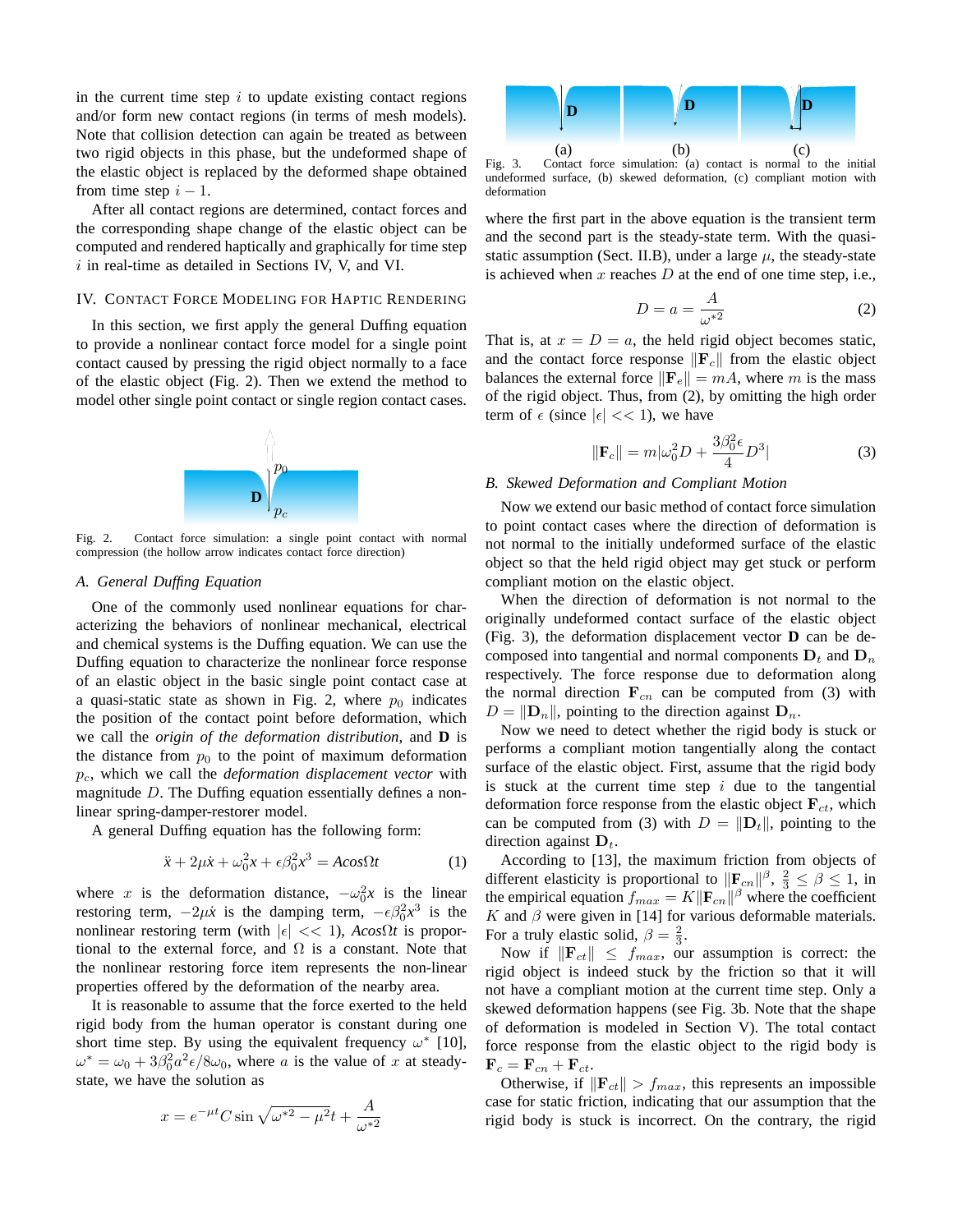in the current time step $i$ to update existing contact regions and/or form new contact regions (in terms of mesh models). Note that collision detection can again be treated as between two rigid objects in this phase, but the undeformed shape of the elastic object is replaced by the deformed shape obtained from time step $i-1$.

After all contact regions are determined, contact forces and the corresponding shape change of the elastic object can be computed and rendered haptically and graphically for time step $i$ in real-time as detailed in Sections IV, V, and VI.

## IV. Contact Force Modeling for Haptic Rendering

In this section, we first apply the general Duffing equation to provide a nonlinear contact force model for a single point contact caused by pressing the rigid object normally to a face of the elastic object (Fig. 2). Then we extend the method to model other single point contact or single region contact cases.

Fig. 2. Contact force simulation: a single point contact with normal compression (the hollow arrow indicates contact force direction)

### A. General Duffing Equation

One of the commonly used nonlinear equations for characterizing the behaviors of nonlinear mechanical, electrical and chemical systems is the Duffing equation. We can use the Duffing equation to characterize the nonlinear force response of an elastic object in the basic single point contact case at a quasi-static state as shown in Fig. 2, where $p_0$ indicates the position of the contact point before deformation, which we call the *origin of the deformation distribution*, and $\mathbf{D}$ is the distance from $p_0$ to the point of maximum deformation $p_c$, which we call the *deformation displacement vector* with magnitude $D$. The Duffing equation essentially defines a nonlinear spring-damper-restorer model.

A general Duffing equation has the following form:

$$\ddot{x} + 2\mu\dot{x} + \omega_0^2 x + \epsilon\beta_0^2 x^3 = A\cos\Omega t \tag{1}$$

where $x$ is the deformation distance, $-\omega_0^2 x$ is the linear restoring term, $-2\mu\dot{x}$ is the damping term, $-\epsilon\beta_0^2 x^3$ is the nonlinear restoring term (with $|\epsilon| << 1$), $A\cos\Omega t$ is proportional to the external force, and $\Omega$ is a constant. Note that the nonlinear restoring force item represents the non-linear properties offered by the deformation of the nearby area.

It is reasonable to assume that the force exerted to the held rigid body from the human operator is constant during one short time step. By using the equivalent frequency $\omega^*$ [10], $\omega^* = \omega_0 + 3\beta_0^2 a^2 \epsilon / 8\omega_0$, where $a$ is the value of $x$ at steady-state, we have the solution as

$$x = e^{-\mu t} C \sin\sqrt{\omega^{*2} - \mu^2}\, t + \frac{A}{\omega^{*2}}$$

Fig. 3. Contact force simulation: (a) contact is normal to the initial undeformed surface, (b) skewed deformation, (c) compliant motion with deformation

where the first part in the above equation is the transient term and the second part is the steady-state term. With the quasi-static assumption (Sect. II.B), under a large $\mu$, the steady-state is achieved when $x$ reaches $D$ at the end of one time step, i.e.,

$$D = a = \frac{A}{\omega^{*2}} \tag{2}$$

That is, at $x = D = a$, the held rigid object becomes static, and the contact force response $\|\mathbf{F}_c\|$ from the elastic object balances the external force $\|\mathbf{F}_e\| = mA$, where $m$ is the mass of the rigid object. Thus, from (2), by omitting the high order term of $\epsilon$ (since $|\epsilon| << 1$), we have

$$\|\mathbf{F}_c\| = m|\omega_0^2 D + \frac{3\beta_0^2\epsilon}{4} D^3| \tag{3}$$

### B. Skewed Deformation and Compliant Motion

Now we extend our basic method of contact force simulation to point contact cases where the direction of deformation is not normal to the initially undeformed surface of the elastic object so that the held rigid object may get stuck or perform compliant motion on the elastic object.

When the direction of deformation is not normal to the originally undeformed contact surface of the elastic object (Fig. 3), the deformation displacement vector $\mathbf{D}$ can be decomposed into tangential and normal components $\mathbf{D}_t$ and $\mathbf{D}_n$ respectively. The force response due to deformation along the normal direction $\mathbf{F}_{cn}$ can be computed from (3) with $D = \|\mathbf{D}_n\|$, pointing to the direction against $\mathbf{D}_n$.

Now we need to detect whether the rigid body is stuck or performs a compliant motion tangentially along the contact surface of the elastic object. First, assume that the rigid body is stuck at the current time step $i$ due to the tangential deformation force response from the elastic object $\mathbf{F}_{ct}$, which can be computed from (3) with $D = \|\mathbf{D}_t\|$, pointing to the direction against $\mathbf{D}_t$.

According to [13], the maximum friction from objects of different elasticity is proportional to $\|\mathbf{F}_{cn}\|^\beta$, $\frac{2}{3} \leq \beta \leq 1$, in the empirical equation $f_{max} = K\|\mathbf{F}_{cn}\|^\beta$ where the coefficient $K$ and $\beta$ were given in [14] for various deformable materials. For a truly elastic solid, $\beta = \frac{2}{3}$.

Now if $\|\mathbf{F}_{ct}\| \leq f_{max}$, our assumption is correct: the rigid object is indeed stuck by the friction so that it will not have a compliant motion at the current time step. Only a skewed deformation happens (see Fig. 3b. Note that the shape of deformation is modeled in Section V). The total contact force response from the elastic object to the rigid body is $\mathbf{F}_c = \mathbf{F}_{cn} + \mathbf{F}_{ct}$.

Otherwise, if $\|\mathbf{F}_{ct}\| > f_{max}$, this represents an impossible case for static friction, indicating that our assumption that the rigid body is stuck is incorrect. On the contrary, the rigid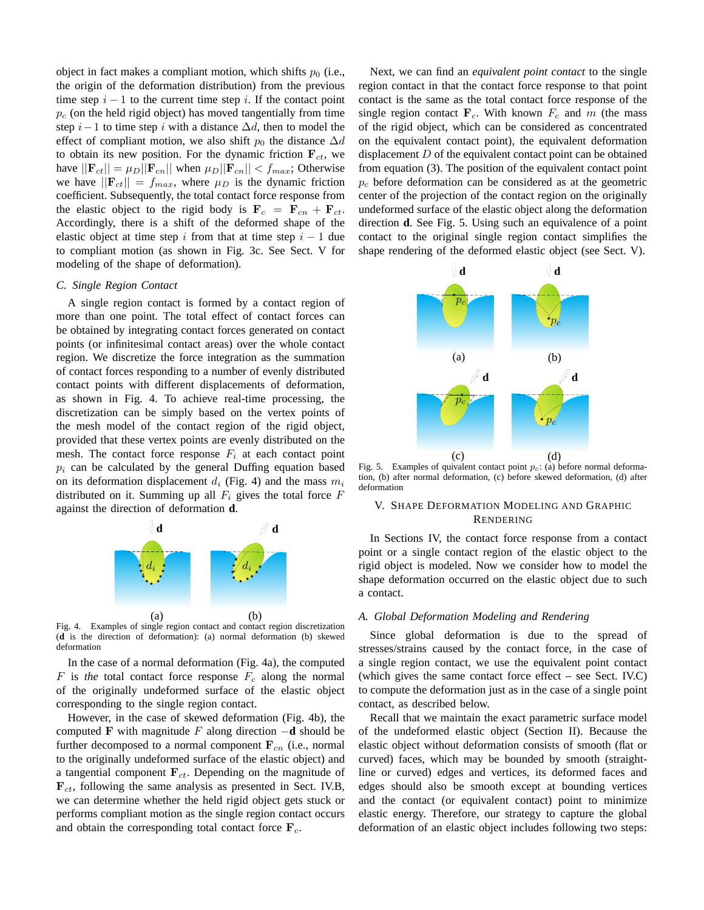object in fact makes a compliant motion, which shifts $p_0$ (i.e., the origin of the deformation distribution) from the previous time step $i-1$ to the current time step $i$. If the contact point $p_c$ (on the held rigid object) has moved tangentially from time step $i-1$ to time step $i$ with a distance $\Delta d$, then to model the effect of compliant motion, we also shift $p_0$ the distance $\Delta d$ to obtain its new position. For the dynamic friction $\mathbf{F}_{ct}$, we have $||\mathbf{F}_{ct}|| = \mu_D ||\mathbf{F}_{cn}||$ when $\mu_D ||\mathbf{F}_{cn}|| < f_{max}$; Otherwise we have $||\mathbf{F}_{ct}|| = f_{max}$, where $\mu_D$ is the dynamic friction coefficient. Subsequently, the total contact force response from the elastic object to the rigid body is $\mathbf{F}_c = \mathbf{F}_{cn} + \mathbf{F}_{ct}$. Accordingly, there is a shift of the deformed shape of the elastic object at time step $i$ from that at time step $i-1$ due to compliant motion (as shown in Fig. 3c. See Sect. V for modeling of the shape of deformation).

### C. Single Region Contact

A single region contact is formed by a contact region of more than one point. The total effect of contact forces can be obtained by integrating contact forces generated on contact points (or infinitesimal contact areas) over the whole contact region. We discretize the force integration as the summation of contact forces responding to a number of evenly distributed contact points with different displacements of deformation, as shown in Fig. 4. To achieve real-time processing, the discretization can be simply based on the vertex points of the mesh model of the contact region of the rigid object, provided that these vertex points are evenly distributed on the mesh. The contact force response $F_i$ at each contact point $p_i$ can be calculated by the general Duffing equation based on its deformation displacement $d_i$ (Fig. 4) and the mass $m_i$ distributed on it. Summing up all $F_i$ gives the total force $F$ against the direction of deformation $\mathbf{d}$.

Fig. 4. Examples of single region contact and contact region discretization ($\mathbf{d}$ is the direction of deformation): (a) normal deformation (b) skewed deformation

In the case of a normal deformation (Fig. 4a), the computed $F$ is *the* total contact force response $F_c$ along the normal of the originally undeformed surface of the elastic object corresponding to the single region contact.

However, in the case of skewed deformation (Fig. 4b), the computed $\mathbf{F}$ with magnitude $F$ along direction $-\mathbf{d}$ should be further decomposed to a normal component $\mathbf{F}_{cn}$ (i.e., normal to the originally undeformed surface of the elastic object) and a tangential component $\mathbf{F}_{ct}$. Depending on the magnitude of $\mathbf{F}_{ct}$, following the same analysis as presented in Sect. IV.B, we can determine whether the held rigid object gets stuck or performs compliant motion as the single region contact occurs and obtain the corresponding total contact force $\mathbf{F}_c$.

Next, we can find an *equivalent point contact* to the single region contact in that the contact force response to that point contact is the same as the total contact force response of the single region contact $\mathbf{F}_c$. With known $F_c$ and $m$ (the mass of the rigid object, which can be considered as concentrated on the equivalent contact point), the equivalent deformation displacement $D$ of the equivalent contact point can be obtained from equation (3). The position of the equivalent contact point $p_c$ before deformation can be considered as at the geometric center of the projection of the contact region on the originally undeformed surface of the elastic object along the deformation direction $\mathbf{d}$. See Fig. 5. Using such an equivalence of a point contact to the original single region contact simplifies the shape rendering of the deformed elastic object (see Sect. V).

Fig. 5. Examples of quivalent contact point $p_c$: (a) before normal deformation, (b) after normal deformation, (c) before skewed deformation, (d) after deformation

## V. Shape Deformation Modeling and Graphic Rendering

In Sections IV, the contact force response from a contact point or a single contact region of the elastic object to the rigid object is modeled. Now we consider how to model the shape deformation occurred on the elastic object due to such a contact.

### A. Global Deformation Modeling and Rendering

Since global deformation is due to the spread of stresses/strains caused by the contact force, in the case of a single region contact, we use the equivalent point contact (which gives the same contact force effect – see Sect. IV.C) to compute the deformation just as in the case of a single point contact, as described below.

Recall that we maintain the exact parametric surface model of the undeformed elastic object (Section II). Because the elastic object without deformation consists of smooth (flat or curved) faces, which may be bounded by smooth (straight-line or curved) edges and vertices, its deformed faces and edges should also be smooth except at bounding vertices and the contact (or equivalent contact) point to minimize elastic energy. Therefore, our strategy to capture the global deformation of an elastic object includes following two steps: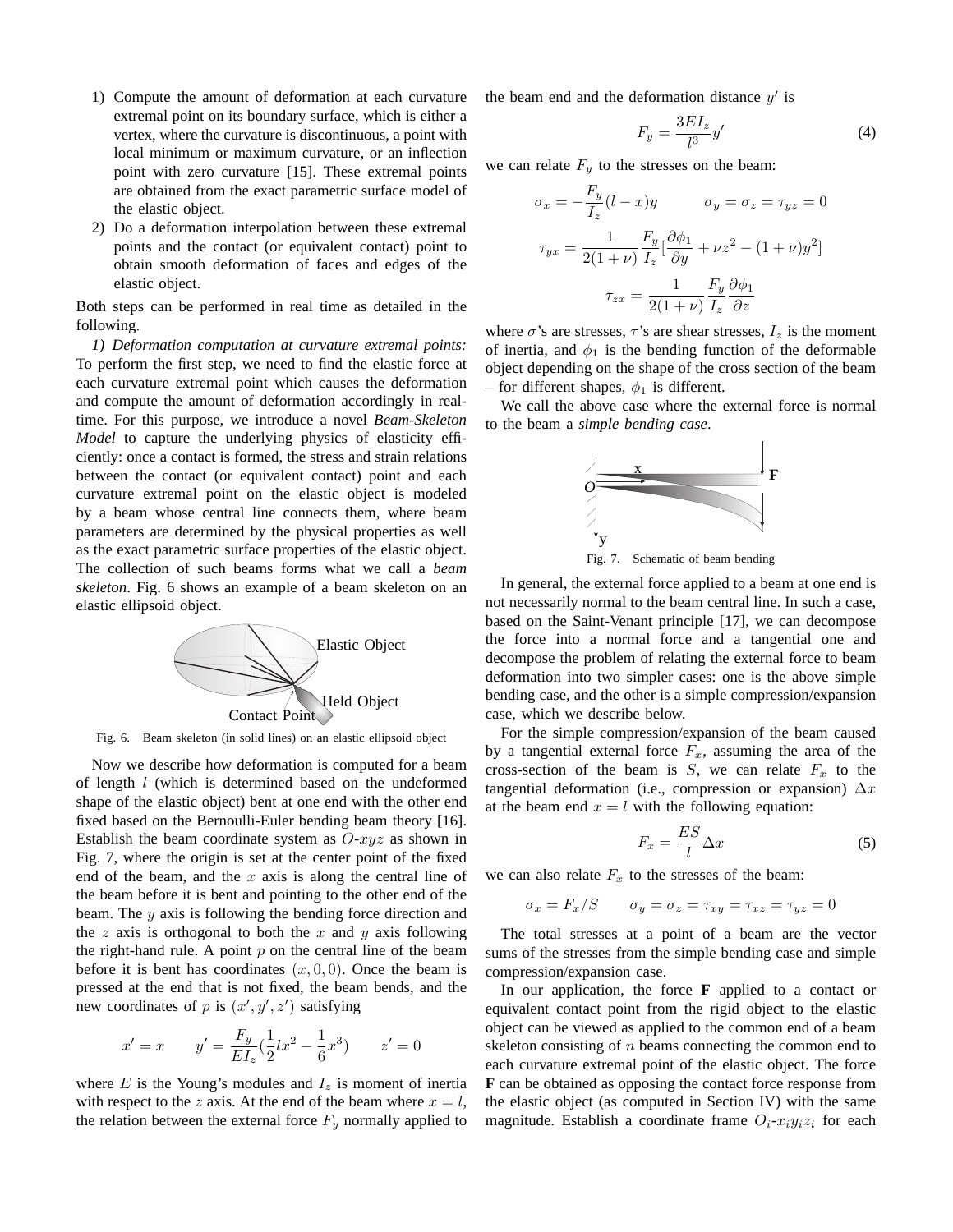1) Compute the amount of deformation at each curvature extremal point on its boundary surface, which is either a vertex, where the curvature is discontinuous, a point with local minimum or maximum curvature, or an inflection point with zero curvature [15]. These extremal points are obtained from the exact parametric surface model of the elastic object.
2) Do a deformation interpolation between these extremal points and the contact (or equivalent contact) point to obtain smooth deformation of faces and edges of the elastic object.

Both steps can be performed in real time as detailed in the following.

*1) Deformation computation at curvature extremal points:* To perform the first step, we need to find the elastic force at each curvature extremal point which causes the deformation and compute the amount of deformation accordingly in real-time. For this purpose, we introduce a novel *Beam-Skeleton Model* to capture the underlying physics of elasticity efficiently: once a contact is formed, the stress and strain relations between the contact (or equivalent contact) point and each curvature extremal point on the elastic object is modeled by a beam whose central line connects them, where beam parameters are determined by the physical properties as well as the exact parametric surface properties of the elastic object. The collection of such beams forms what we call a *beam skeleton*. Fig. 6 shows an example of a beam skeleton on an elastic ellipsoid object.

Fig. 6. Beam skeleton (in solid lines) on an elastic ellipsoid object

Now we describe how deformation is computed for a beam of length $l$ (which is determined based on the undeformed shape of the elastic object) bent at one end with the other end fixed based on the Bernoulli-Euler bending beam theory [16]. Establish the beam coordinate system as $O$-$xyz$ as shown in Fig. 7, where the origin is set at the center point of the fixed end of the beam, and the $x$ axis is along the central line of the beam before it is bent and pointing to the other end of the beam. The $y$ axis is following the bending force direction and the $z$ axis is orthogonal to both the $x$ and $y$ axis following the right-hand rule. A point $p$ on the central line of the beam before it is bent has coordinates $(x, 0, 0)$. Once the beam is pressed at the end that is not fixed, the beam bends, and the new coordinates of $p$ is $(x', y', z')$ satisfying

$$x' = x \qquad y' = \frac{F_y}{EI_z}\left(\frac{1}{2}lx^2 - \frac{1}{6}x^3\right) \qquad z' = 0$$

where $E$ is the Young's modules and $I_z$ is moment of inertia with respect to the $z$ axis. At the end of the beam where $x = l$, the relation between the external force $F_y$ normally applied to the beam end and the deformation distance $y'$ is

$$F_y = \frac{3EI_z}{l^3}y' \tag{4}$$

we can relate $F_y$ to the stresses on the beam:

$$\sigma_x = -\frac{F_y}{I_z}(l - x)y \qquad \sigma_y = \sigma_z = \tau_{yz} = 0$$

$$\tau_{yx} = \frac{1}{2(1+\nu)}\frac{F_y}{I_z}\left[\frac{\partial \phi_1}{\partial y} + \nu z^2 - (1+\nu)y^2\right]$$

$$\tau_{zx} = \frac{1}{2(1+\nu)}\frac{F_y}{I_z}\frac{\partial \phi_1}{\partial z}$$

where $\sigma$'s are stresses, $\tau$'s are shear stresses, $I_z$ is the moment of inertia, and $\phi_1$ is the bending function of the deformable object depending on the shape of the cross section of the beam – for different shapes, $\phi_1$ is different.

We call the above case where the external force is normal to the beam a *simple bending case*.

Fig. 7. Schematic of beam bending

In general, the external force applied to a beam at one end is not necessarily normal to the beam central line. In such a case, based on the Saint-Venant principle [17], we can decompose the force into a normal force and a tangential one and decompose the problem of relating the external force to beam deformation into two simpler cases: one is the above simple bending case, and the other is a simple compression/expansion case, which we describe below.

For the simple compression/expansion of the beam caused by a tangential external force $F_x$, assuming the area of the cross-section of the beam is $S$, we can relate $F_x$ to the tangential deformation (i.e., compression or expansion) $\Delta x$ at the beam end $x = l$ with the following equation:

$$F_x = \frac{ES}{l}\Delta x \tag{5}$$

we can also relate $F_x$ to the stresses of the beam:

$$\sigma_x = F_x/S \qquad \sigma_y = \sigma_z = \tau_{xy} = \tau_{xz} = \tau_{yz} = 0$$

The total stresses at a point of a beam are the vector sums of the stresses from the simple bending case and simple compression/expansion case.

In our application, the force **F** applied to a contact or equivalent contact point from the rigid object to the elastic object can be viewed as applied to the common end of a beam skeleton consisting of $n$ beams connecting the common end to each curvature extremal point of the elastic object. The force **F** can be obtained as opposing the contact force response from the elastic object (as computed in Section IV) with the same magnitude. Establish a coordinate frame $O_i$-$x_iy_iz_i$ for each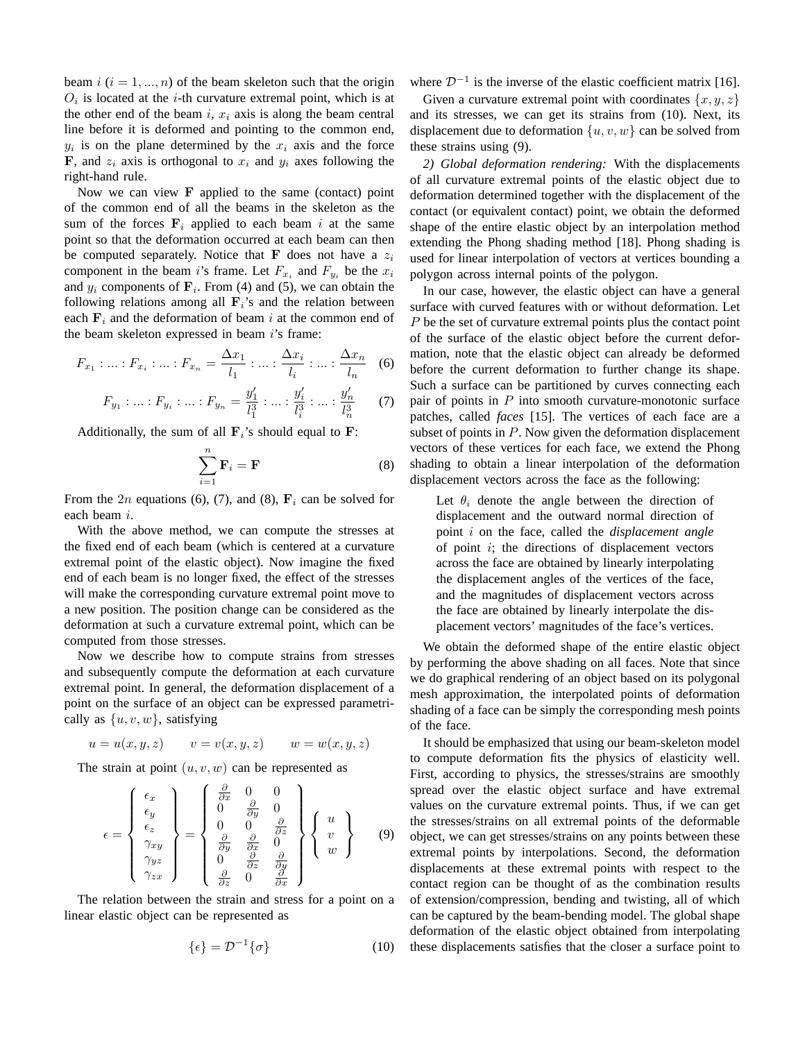beam $i$ ($i = 1, ..., n$) of the beam skeleton such that the origin $O_i$ is located at the $i$-th curvature extremal point, which is at the other end of the beam $i$, $x_i$ axis is along the beam central line before it is deformed and pointing to the common end, $y_i$ is on the plane determined by the $x_i$ axis and the force $\mathbf{F}$, and $z_i$ axis is orthogonal to $x_i$ and $y_i$ axes following the right-hand rule.

Now we can view $\mathbf{F}$ applied to the same (contact) point of the common end of all the beams in the skeleton as the sum of the forces $\mathbf{F}_i$ applied to each beam $i$ at the same point so that the deformation occurred at each beam can then be computed separately. Notice that $\mathbf{F}$ does not have a $z_i$ component in the beam $i$'s frame. Let $F_{x_i}$ and $F_{y_i}$ be the $x_i$ and $y_i$ components of $\mathbf{F}_i$. From (4) and (5), we can obtain the following relations among all $\mathbf{F}_i$'s and the relation between each $\mathbf{F}_i$ and the deformation of beam $i$ at the common end of the beam skeleton expressed in beam $i$'s frame:

$$F_{x_1} : ... : F_{x_i} : ... : F_{x_n} = \frac{\Delta x_1}{l_1} : ... : \frac{\Delta x_i}{l_i} : ... : \frac{\Delta x_n}{l_n} \quad (6)$$

$$F_{y_1} : ... : F_{y_i} : ... : F_{y_n} = \frac{y'_1}{l_1^3} : ... : \frac{y'_i}{l_i^3} : ... : \frac{y'_n}{l_n^3} \quad (7)$$

Additionally, the sum of all $\mathbf{F}_i$'s should equal to $\mathbf{F}$:

$$\sum_{i=1}^{n} \mathbf{F}_i = \mathbf{F} \quad (8)$$

From the $2n$ equations (6), (7), and (8), $\mathbf{F}_i$ can be solved for each beam $i$.

With the above method, we can compute the stresses at the fixed end of each beam (which is centered at a curvature extremal point of the elastic object). Now imagine the fixed end of each beam is no longer fixed, the effect of the stresses will make the corresponding curvature extremal point move to a new position. The position change can be considered as the deformation at such a curvature extremal point, which can be computed from those stresses.

Now we describe how to compute strains from stresses and subsequently compute the deformation at each curvature extremal point. In general, the deformation displacement of a point on the surface of an object can be expressed parametrically as $\{u, v, w\}$, satisfying

$$u = u(x, y, z) \qquad v = v(x, y, z) \qquad w = w(x, y, z)$$

The strain at point $(u, v, w)$ can be represented as

$$\epsilon = \left\{ \begin{array}{c} \epsilon_x \\ \epsilon_y \\ \epsilon_z \\ \gamma_{xy} \\ \gamma_{yz} \\ \gamma_{zx} \end{array} \right\} = \left\{ \begin{array}{ccc} \frac{\partial}{\partial x} & 0 & 0 \\ 0 & \frac{\partial}{\partial y} & 0 \\ 0 & 0 & \frac{\partial}{\partial z} \\ \frac{\partial}{\partial y} & \frac{\partial}{\partial x} & 0 \\ 0 & \frac{\partial}{\partial z} & \frac{\partial}{\partial y} \\ \frac{\partial}{\partial z} & 0 & \frac{\partial}{\partial x} \end{array} \right\} \left\{ \begin{array}{c} u \\ v \\ w \end{array} \right\} \quad (9)$$

The relation between the strain and stress for a point on a linear elastic object can be represented as

$$\{\epsilon\} = \mathcal{D}^{-1}\{\sigma\} \quad (10)$$

where $\mathcal{D}^{-1}$ is the inverse of the elastic coefficient matrix [16].

Given a curvature extremal point with coordinates $\{x, y, z\}$ and its stresses, we can get its strains from (10). Next, its displacement due to deformation $\{u, v, w\}$ can be solved from these strains using (9).

*2) Global deformation rendering:* With the displacements of all curvature extremal points of the elastic object due to deformation determined together with the displacement of the contact (or equivalent contact) point, we obtain the deformed shape of the entire elastic object by an interpolation method extending the Phong shading method [18]. Phong shading is used for linear interpolation of vectors at vertices bounding a polygon across internal points of the polygon.

In our case, however, the elastic object can have a general surface with curved features with or without deformation. Let $P$ be the set of curvature extremal points plus the contact point of the surface of the elastic object before the current deformation, note that the elastic object can already be deformed before the current deformation to further change its shape. Such a surface can be partitioned by curves connecting each pair of points in $P$ into smooth curvature-monotonic surface patches, called *faces* [15]. The vertices of each face are a subset of points in $P$. Now given the deformation displacement vectors of these vertices for each face, we extend the Phong shading to obtain a linear interpolation of the deformation displacement vectors across the face as the following:

> Let $\theta_i$ denote the angle between the direction of displacement and the outward normal direction of point $i$ on the face, called the *displacement angle* of point $i$; the directions of displacement vectors across the face are obtained by linearly interpolating the displacement angles of the vertices of the face, and the magnitudes of displacement vectors across the face are obtained by linearly interpolate the displacement vectors' magnitudes of the face's vertices.

We obtain the deformed shape of the entire elastic object by performing the above shading on all faces. Note that since we do graphical rendering of an object based on its polygonal mesh approximation, the interpolated points of deformation shading of a face can be simply the corresponding mesh points of the face.

It should be emphasized that using our beam-skeleton model to compute deformation fits the physics of elasticity well. First, according to physics, the stresses/strains are smoothly spread over the elastic object surface and have extremal values on the curvature extremal points. Thus, if we can get the stresses/strains on all extremal points of the deformable object, we can get stresses/strains on any points between these extremal points by interpolations. Second, the deformation displacements at these extremal points with respect to the contact region can be thought of as the combination results of extension/compression, bending and twisting, all of which can be captured by the beam-bending model. The global shape deformation of the elastic object obtained from interpolating these displacements satisfies that the closer a surface point to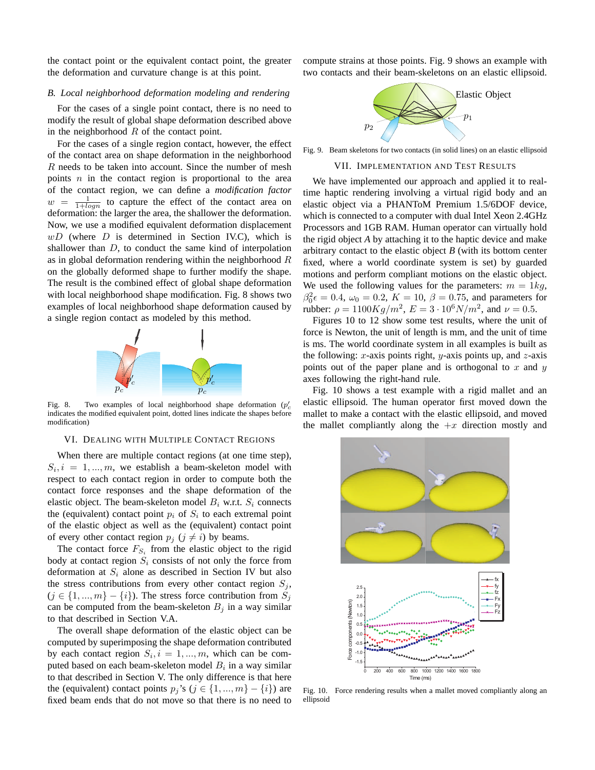the contact point or the equivalent contact point, the greater the deformation and curvature change is at this point.

### *B. Local neighborhood deformation modeling and rendering*

For the cases of a single point contact, there is no need to modify the result of global shape deformation described above in the neighborhood $R$ of the contact point.

For the cases of a single region contact, however, the effect of the contact area on shape deformation in the neighborhood $R$ needs to be taken into account. Since the number of mesh points $n$ in the contact region is proportional to the area of the contact region, we can define a *modification factor* $w = \frac{1}{1+logn}$ to capture the effect of the contact area on deformation: the larger the area, the shallower the deformation. Now, we use a modified equivalent deformation displacement $wD$ (where $D$ is determined in Section IV.C), which is shallower than $D$, to conduct the same kind of interpolation as in global deformation rendering within the neighborhood $R$ on the globally deformed shape to further modify the shape. The result is the combined effect of global shape deformation with local neighborhood shape modification. Fig. 8 shows two examples of local neighborhood shape deformation caused by a single region contact as modeled by this method.

Fig. 8. Two examples of local neighborhood shape deformation ($p'_c$ indicates the modified equivalent point, dotted lines indicate the shapes before modification)

## VI. Dealing with Multiple Contact Regions

When there are multiple contact regions (at one time step), $S_i, i = 1, ..., m$, we establish a beam-skeleton model with respect to each contact region in order to compute both the contact force responses and the shape deformation of the elastic object. The beam-skeleton model $B_i$ w.r.t. $S_i$ connects the (equivalent) contact point $p_i$ of $S_i$ to each extremal point of the elastic object as well as the (equivalent) contact point of every other contact region $p_j$ ($j \neq i$) by beams.

The contact force $F_{S_i}$ from the elastic object to the rigid body at contact region $S_i$ consists of not only the force from deformation at $S_i$ alone as described in Section IV but also the stress contributions from every other contact region $S_j$, ($j \in \{1, ..., m\} - \{i\}$). The stress force contribution from $S_j$ can be computed from the beam-skeleton $B_j$ in a way similar to that described in Section V.A.

The overall shape deformation of the elastic object can be computed by superimposing the shape deformation contributed by each contact region $S_i, i = 1, ..., m$, which can be computed based on beam-skeleton model $B_i$ in a way similar to that described in Section V. The only difference is that here the (equivalent) contact points $p_j$'s ($j \in \{1, ..., m\} - \{i\}$) are fixed beam ends that do not move so that there is no need to compute strains at those points. Fig. 9 shows an example with two contacts and their beam-skeletons on an elastic ellipsoid.

Fig. 9. Beam skeletons for two contacts (in solid lines) on an elastic ellipsoid

## VII. Implementation and Test Results

We have implemented our approach and applied it to real-time haptic rendering involving a virtual rigid body and an elastic object via a PHANToM Premium 1.5/6DOF device, which is connected to a computer with dual Intel Xeon 2.4GHz Processors and 1GB RAM. Human operator can virtually hold the rigid object *A* by attaching it to the haptic device and make arbitrary contact to the elastic object *B* (with its bottom center fixed, where a world coordinate system is set) by guarded motions and perform compliant motions on the elastic object. We used the following values for the parameters: $m = 1kg$, $\beta_0^2\epsilon = 0.4$, $\omega_0 = 0.2$, $K = 10$, $\beta = 0.75$, and parameters for rubber: $\rho = 1100Kg/m^2$, $E = 3 \cdot 10^6 N/m^2$, and $\nu = 0.5$.

Figures 10 to 12 show some test results, where the unit of force is Newton, the unit of length is mm, and the unit of time is ms. The world coordinate system in all examples is built as the following: $x$-axis points right, $y$-axis points up, and $z$-axis points out of the paper plane and is orthogonal to $x$ and $y$ axes following the right-hand rule.

Fig. 10 shows a test example with a rigid mallet and an elastic ellipsoid. The human operator first moved down the mallet to make a contact with the elastic ellipsoid, and moved the mallet compliantly along the $+x$ direction mostly and

Fig. 10. Force rendering results when a mallet moved compliantly along an ellipsoid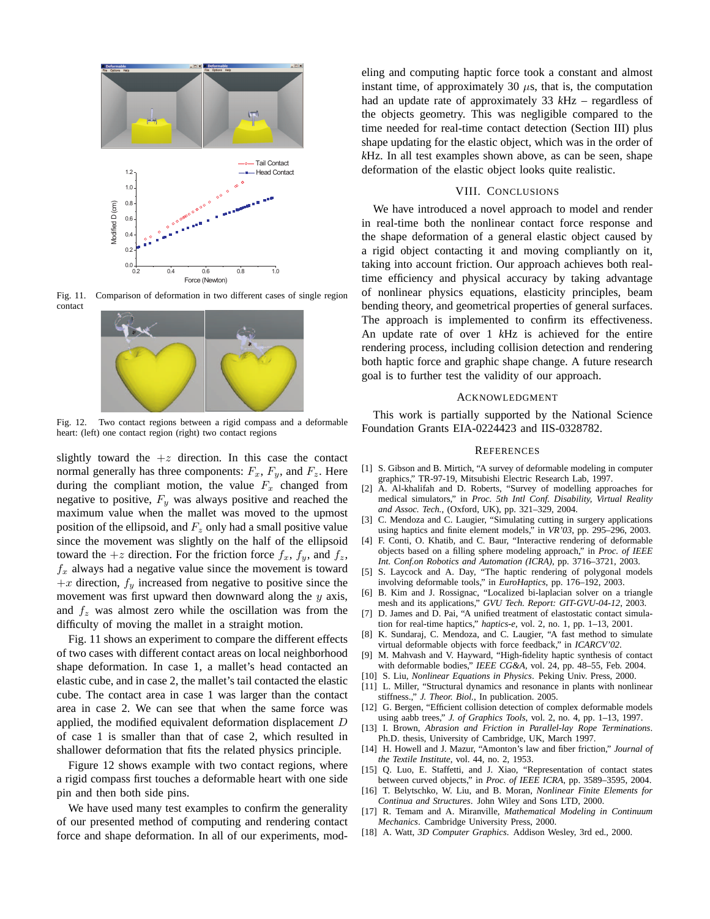Tail Contact
Head Contact
1.2
1.0
0.8
0.6
0.4
0.2
0.0
Modified D (cm)
0.2
0.4
0.6
0.8
1.0
Force (Newton)

Fig. 11. Comparison of deformation in two different cases of single region contact

Fig. 12. Two contact regions between a rigid compass and a deformable heart: (left) one contact region (right) two contact regions

slightly toward the $+z$ direction. In this case the contact normal generally has three components: $F_x$, $F_y$, and $F_z$. Here during the compliant motion, the value $F_x$ changed from negative to positive, $F_y$ was always positive and reached the maximum value when the mallet was moved to the upmost position of the ellipsoid, and $F_z$ only had a small positive value since the movement was slightly on the half of the ellipsoid toward the $+z$ direction. For the friction force $f_x$, $f_y$, and $f_z$, $f_x$ always had a negative value since the movement is toward $+x$ direction, $f_y$ increased from negative to positive since the movement was first upward then downward along the $y$ axis, and $f_z$ was almost zero while the oscillation was from the difficulty of moving the mallet in a straight motion.

Fig. 11 shows an experiment to compare the different effects of two cases with different contact areas on local neighborhood shape deformation. In case 1, a mallet's head contacted an elastic cube, and in case 2, the mallet's tail contacted the elastic cube. The contact area in case 1 was larger than the contact area in case 2. We can see that when the same force was applied, the modified equivalent deformation displacement $D$ of case 1 is smaller than that of case 2, which resulted in shallower deformation that fits the related physics principle.

Figure 12 shows example with two contact regions, where a rigid compass first touches a deformable heart with one side pin and then both side pins.

We have used many test examples to confirm the generality of our presented method of computing and rendering contact force and shape deformation. In all of our experiments, modeling and computing haptic force took a constant and almost instant time, of approximately 30 $\mu$s, that is, the computation had an update rate of approximately 33 $k$Hz – regardless of the objects geometry. This was negligible compared to the time needed for real-time contact detection (Section III) plus shape updating for the elastic object, which was in the order of $k$Hz. In all test examples shown above, as can be seen, shape deformation of the elastic object looks quite realistic.

## VIII. Conclusions

We have introduced a novel approach to model and render in real-time both the nonlinear contact force response and the shape deformation of a general elastic object caused by a rigid object contacting it and moving compliantly on it, taking into account friction. Our approach achieves both real-time efficiency and physical accuracy by taking advantage of nonlinear physics equations, elasticity principles, beam bending theory, and geometrical properties of general surfaces. The approach is implemented to confirm its effectiveness. An update rate of over 1 $k$Hz is achieved for the entire rendering process, including collision detection and rendering both haptic force and graphic shape change. A future research goal is to further test the validity of our approach.

## Acknowledgment

This work is partially supported by the National Science Foundation Grants EIA-0224423 and IIS-0328782.

## References

[1] S. Gibson and B. Mirtich, "A survey of deformable modeling in computer graphics," TR-97-19, Mitsubishi Electric Research Lab, 1997.

[2] A. Al-khalifah and D. Roberts, "Survey of modelling approaches for medical simulators," in *Proc. 5th Intl Conf. Disability, Virtual Reality and Assoc. Tech.*, (Oxford, UK), pp. 321–329, 2004.

[3] C. Mendoza and C. Laugier, "Simulating cutting in surgery applications using haptics and finite element models," in *VR'03*, pp. 295–296, 2003.

[4] F. Conti, O. Khatib, and C. Baur, "Interactive rendering of deformable objects based on a filling sphere modeling approach," in *Proc. of IEEE Int. Conf.on Robotics and Automation (ICRA)*, pp. 3716–3721, 2003.

[5] S. Laycock and A. Day, "The haptic rendering of polygonal models involving deformable tools," in *EuroHaptics*, pp. 176–192, 2003.

[6] B. Kim and J. Rossignac, "Localized bi-laplacian solver on a triangle mesh and its applications," *GVU Tech. Report: GIT-GVU-04-12*, 2003.

[7] D. James and D. Pai, "A unified treatment of elastostatic contact simulation for real-time haptics," *haptics-e*, vol. 2, no. 1, pp. 1–13, 2001.

[8] K. Sundaraj, C. Mendoza, and C. Laugier, "A fast method to simulate virtual deformable objects with force feedback," in *ICARCV'02*.

[9] M. Mahvash and V. Hayward, "High-fidelity haptic synthesis of contact with deformable bodies," *IEEE CG&A*, vol. 24, pp. 48–55, Feb. 2004.

[10] S. Liu, *Nonlinear Equations in Physics*. Peking Univ. Press, 2000.

[11] L. Miller, "Structural dynamics and resonance in plants with nonlinear stiffness.," *J. Theor. Biol.*, In publication. 2005.

[12] G. Bergen, "Efficient collision detection of complex deformable models using aabb trees," *J. of Graphics Tools*, vol. 2, no. 4, pp. 1–13, 1997.

[13] I. Brown, *Abrasion and Friction in Parallel-lay Rope Terminations*. Ph.D. thesis, University of Cambridge, UK, March 1997.

[14] H. Howell and J. Mazur, "Amontons's law and fiber friction," *Journal of the Textile Institute*, vol. 44, no. 2, 1953.

[15] Q. Luo, E. Staffetti, and J. Xiao, "Representation of contact states between curved objects," in *Proc. of IEEE ICRA*, pp. 3589–3595, 2004.

[16] T. Belytschko, W. Liu, and B. Moran, *Nonlinear Finite Elements for Continua and Structures*. John Wiley and Sons LTD, 2000.

[17] R. Temam and A. Miranville, *Mathematical Modeling in Continuum Mechanics*. Cambridge University Press, 2000.

[18] A. Watt, *3D Computer Graphics*. Addison Wesley, 3rd ed., 2000.